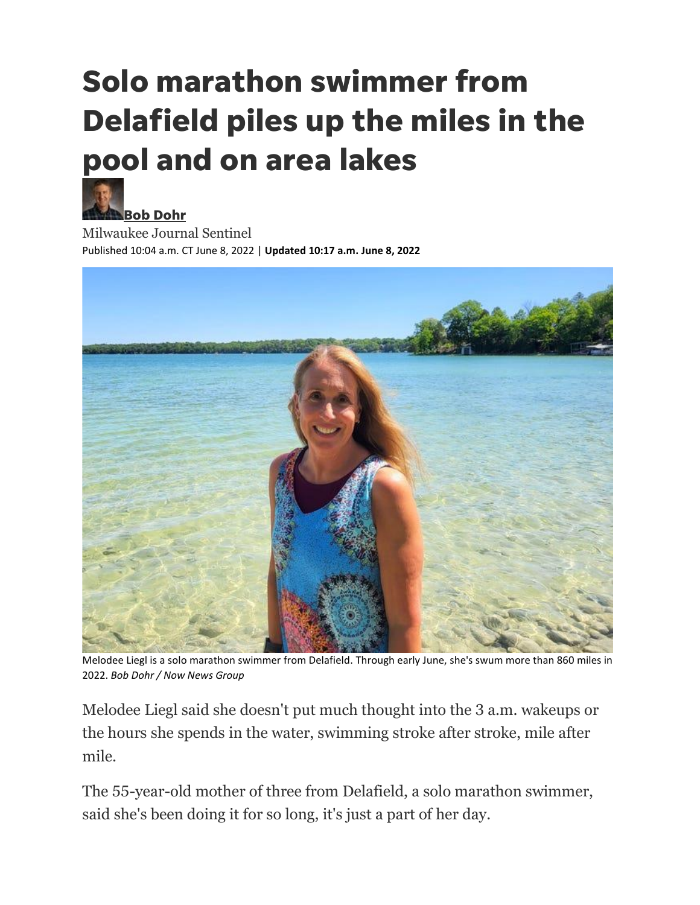# Solo marathon swimmer from Delafield piles up the miles in the pool and on area lakes

**Bob Dohr**

Milwaukee Journal Sentinel

Published 10:04 a.m. CT June 8, 2022 | **Updated 10:17 a.m. June 8, 2022**

Melodee Liegl is a solo marathon swimmer from Delafield. Through early June, she's swum more than 860 miles in 2022. *Bob Dohr / Now News Group*

Melodee Liegl said she doesn't put much thought into the 3 a.m. wakeups or the hours she spends in the water, swimming stroke after stroke, mile after mile.

The 55-year-old mother of three from Delafield, a solo marathon swimmer, said she's been doing it for so long, it's just a part of her day.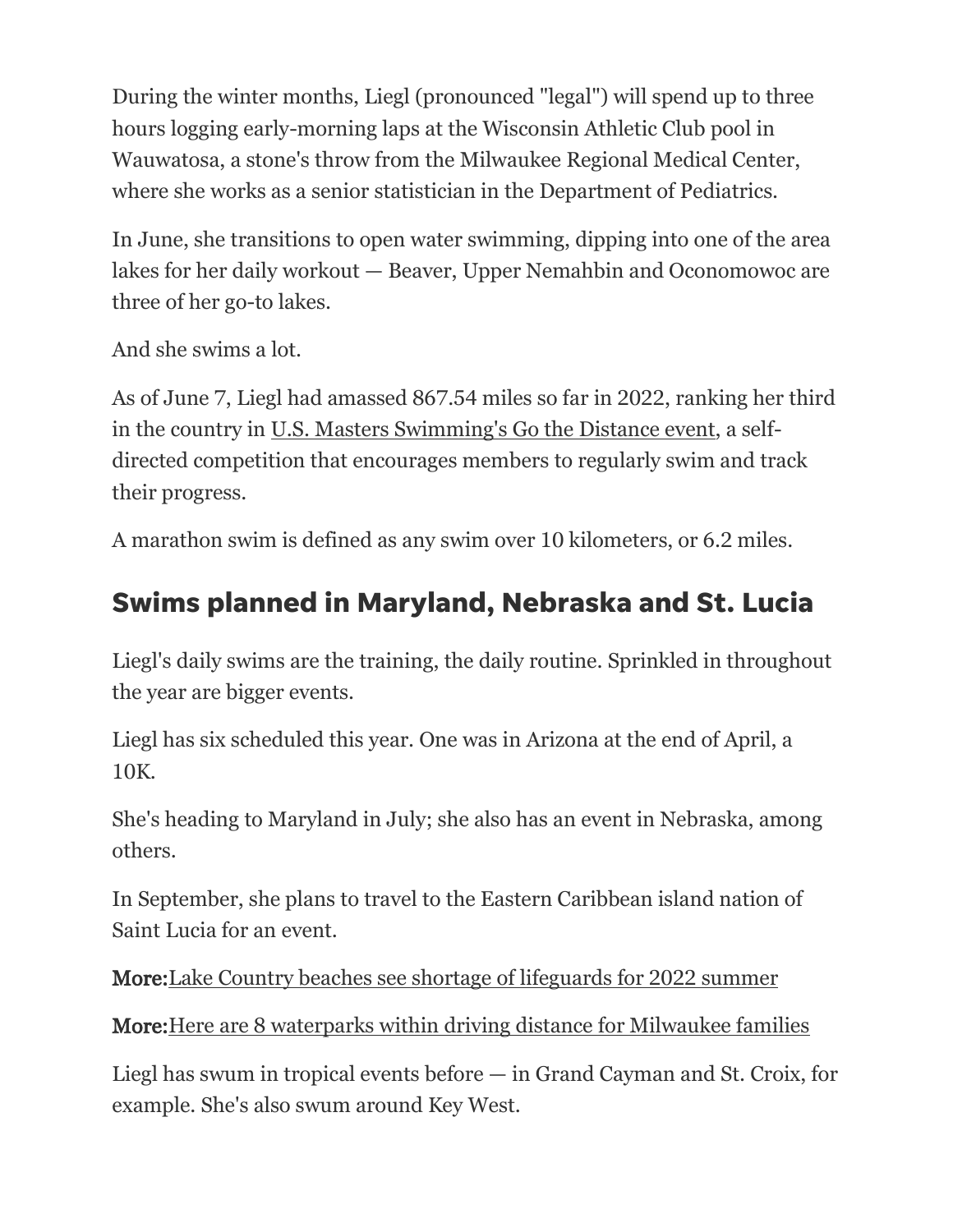During the winter months, Liegl (pronounced "legal") will spend up to three hours logging early-morning laps at the Wisconsin Athletic Club pool in Wauwatosa, a stone's throw from the Milwaukee Regional Medical Center, where she works as a senior statistician in the Department of Pediatrics.

In June, she transitions to open water swimming, dipping into one of the area lakes for her daily workout — Beaver, Upper Nemahbin and Oconomowoc are three of her go-to lakes.

And she swims a lot.

As of June 7, Liegl had amassed 867.54 miles so far in 2022, ranking her third in the country in U.S. Masters Swimming's Go the Distance event, a self-directed competition that encourages members to regularly swim and track their progress.

A marathon swim is defined as any swim over 10 kilometers, or 6.2 miles.

## Swims planned in Maryland, Nebraska and St. Lucia

Liegl's daily swims are the training, the daily routine. Sprinkled in throughout the year are bigger events.

Liegl has six scheduled this year. One was in Arizona at the end of April, a 10K.

She's heading to Maryland in July; she also has an event in Nebraska, among others.

In September, she plans to travel to the Eastern Caribbean island nation of Saint Lucia for an event.

**More:** Lake Country beaches see shortage of lifeguards for 2022 summer

**More:** Here are 8 waterparks within driving distance for Milwaukee families

Liegl has swum in tropical events before — in Grand Cayman and St. Croix, for example. She's also swum around Key West.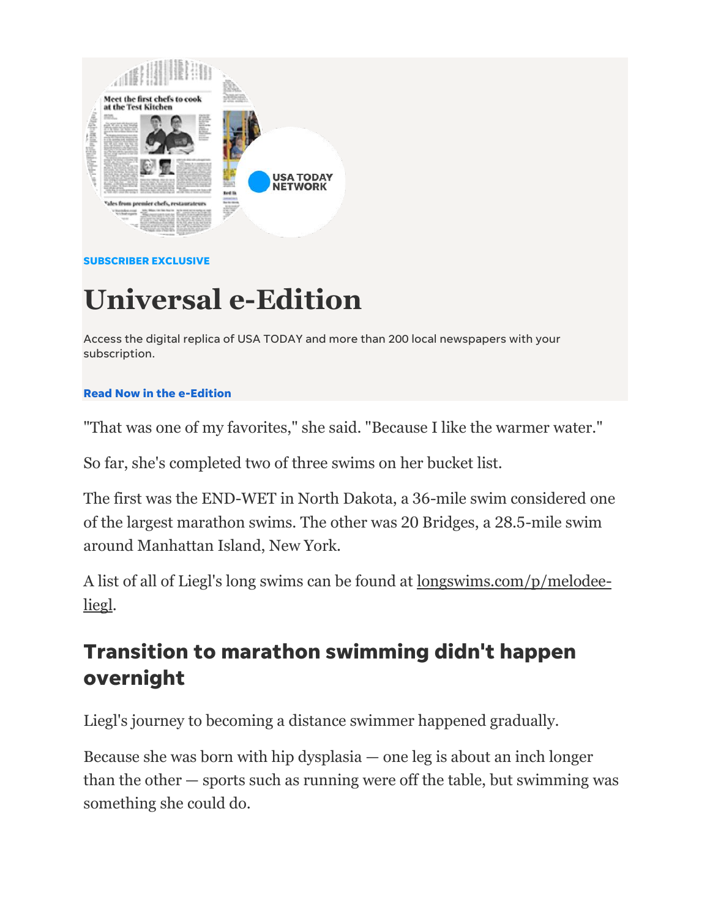SUBSCRIBER EXCLUSIVE

# Universal e-Edition

Access the digital replica of USA TODAY and more than 200 local newspapers with your subscription.

**Read Now in the e-Edition**

"That was one of my favorites," she said. "Because I like the warmer water."

So far, she's completed two of three swims on her bucket list.

The first was the END-WET in North Dakota, a 36-mile swim considered one of the largest marathon swims. The other was 20 Bridges, a 28.5-mile swim around Manhattan Island, New York.

A list of all of Liegl's long swims can be found at longswims.com/p/melodee-liegl.

## Transition to marathon swimming didn't happen overnight

Liegl's journey to becoming a distance swimmer happened gradually.

Because she was born with hip dysplasia — one leg is about an inch longer than the other — sports such as running were off the table, but swimming was something she could do.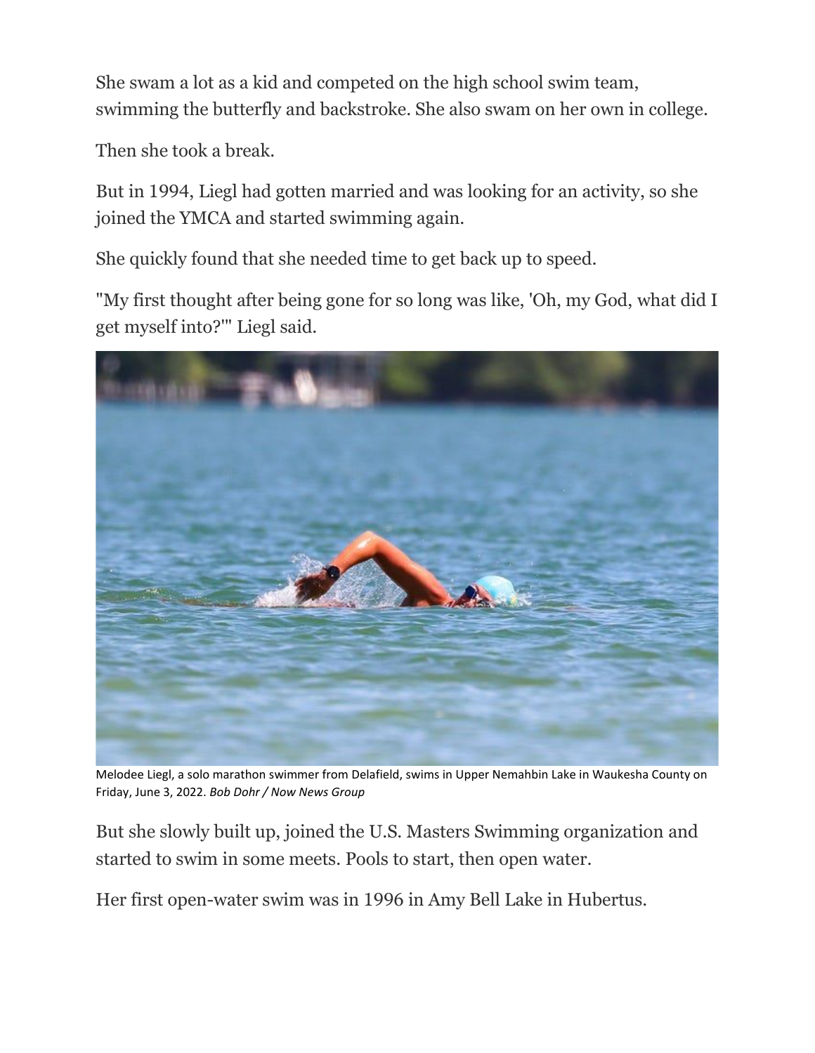She swam a lot as a kid and competed on the high school swim team, swimming the butterfly and backstroke. She also swam on her own in college.

Then she took a break.

But in 1994, Liegl had gotten married and was looking for an activity, so she joined the YMCA and started swimming again.

She quickly found that she needed time to get back up to speed.

"My first thought after being gone for so long was like, 'Oh, my God, what did I get myself into?'" Liegl said.

Melodee Liegl, a solo marathon swimmer from Delafield, swims in Upper Nemahbin Lake in Waukesha County on Friday, June 3, 2022. *Bob Dohr / Now News Group*

But she slowly built up, joined the U.S. Masters Swimming organization and started to swim in some meets. Pools to start, then open water.

Her first open-water swim was in 1996 in Amy Bell Lake in Hubertus.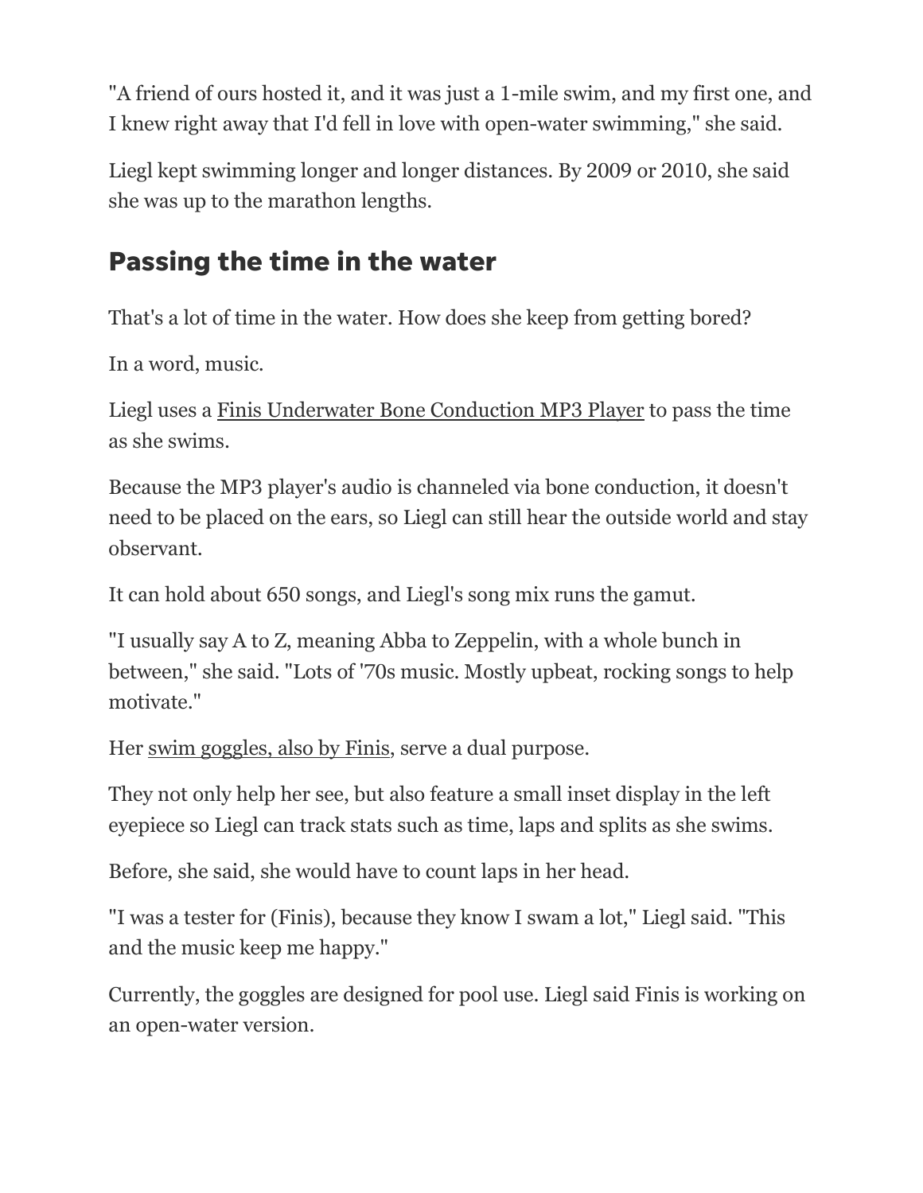"A friend of ours hosted it, and it was just a 1-mile swim, and my first one, and I knew right away that I'd fell in love with open-water swimming," she said.

Liegl kept swimming longer and longer distances. By 2009 or 2010, she said she was up to the marathon lengths.

## Passing the time in the water

That's a lot of time in the water. How does she keep from getting bored?

In a word, music.

Liegl uses a Finis Underwater Bone Conduction MP3 Player to pass the time as she swims.

Because the MP3 player's audio is channeled via bone conduction, it doesn't need to be placed on the ears, so Liegl can still hear the outside world and stay observant.

It can hold about 650 songs, and Liegl's song mix runs the gamut.

"I usually say A to Z, meaning Abba to Zeppelin, with a whole bunch in between," she said. "Lots of '70s music. Mostly upbeat, rocking songs to help motivate."

Her swim goggles, also by Finis, serve a dual purpose.

They not only help her see, but also feature a small inset display in the left eyepiece so Liegl can track stats such as time, laps and splits as she swims.

Before, she said, she would have to count laps in her head.

"I was a tester for (Finis), because they know I swam a lot," Liegl said. "This and the music keep me happy."

Currently, the goggles are designed for pool use. Liegl said Finis is working on an open-water version.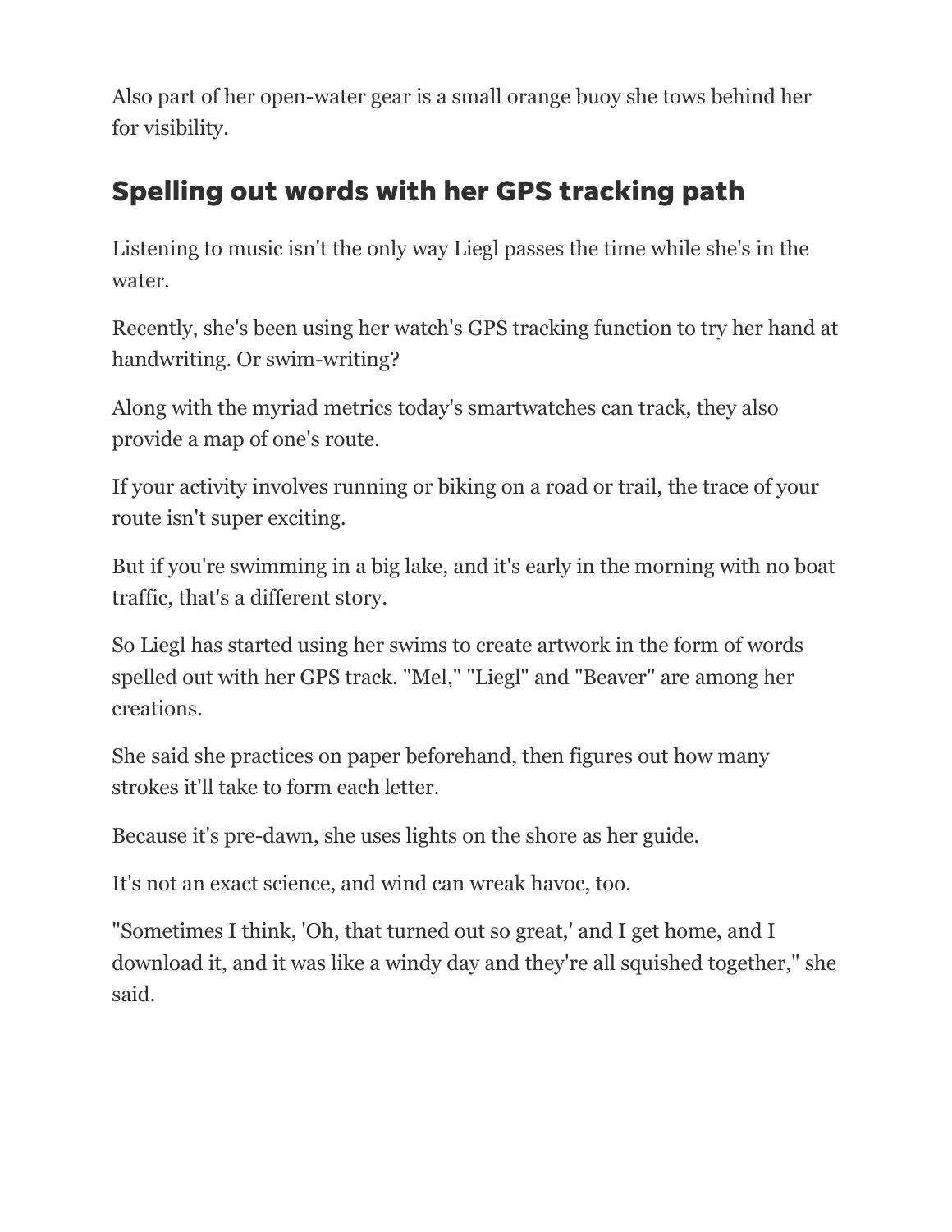Also part of her open-water gear is a small orange buoy she tows behind her for visibility.

## Spelling out words with her GPS tracking path

Listening to music isn't the only way Liegl passes the time while she's in the water.

Recently, she's been using her watch's GPS tracking function to try her hand at handwriting. Or swim-writing?

Along with the myriad metrics today's smartwatches can track, they also provide a map of one's route.

If your activity involves running or biking on a road or trail, the trace of your route isn't super exciting.

But if you're swimming in a big lake, and it's early in the morning with no boat traffic, that's a different story.

So Liegl has started using her swims to create artwork in the form of words spelled out with her GPS track. "Mel," "Liegl" and "Beaver" are among her creations.

She said she practices on paper beforehand, then figures out how many strokes it'll take to form each letter.

Because it's pre-dawn, she uses lights on the shore as her guide.

It's not an exact science, and wind can wreak havoc, too.

"Sometimes I think, 'Oh, that turned out so great,' and I get home, and I download it, and it was like a windy day and they're all squished together," she said.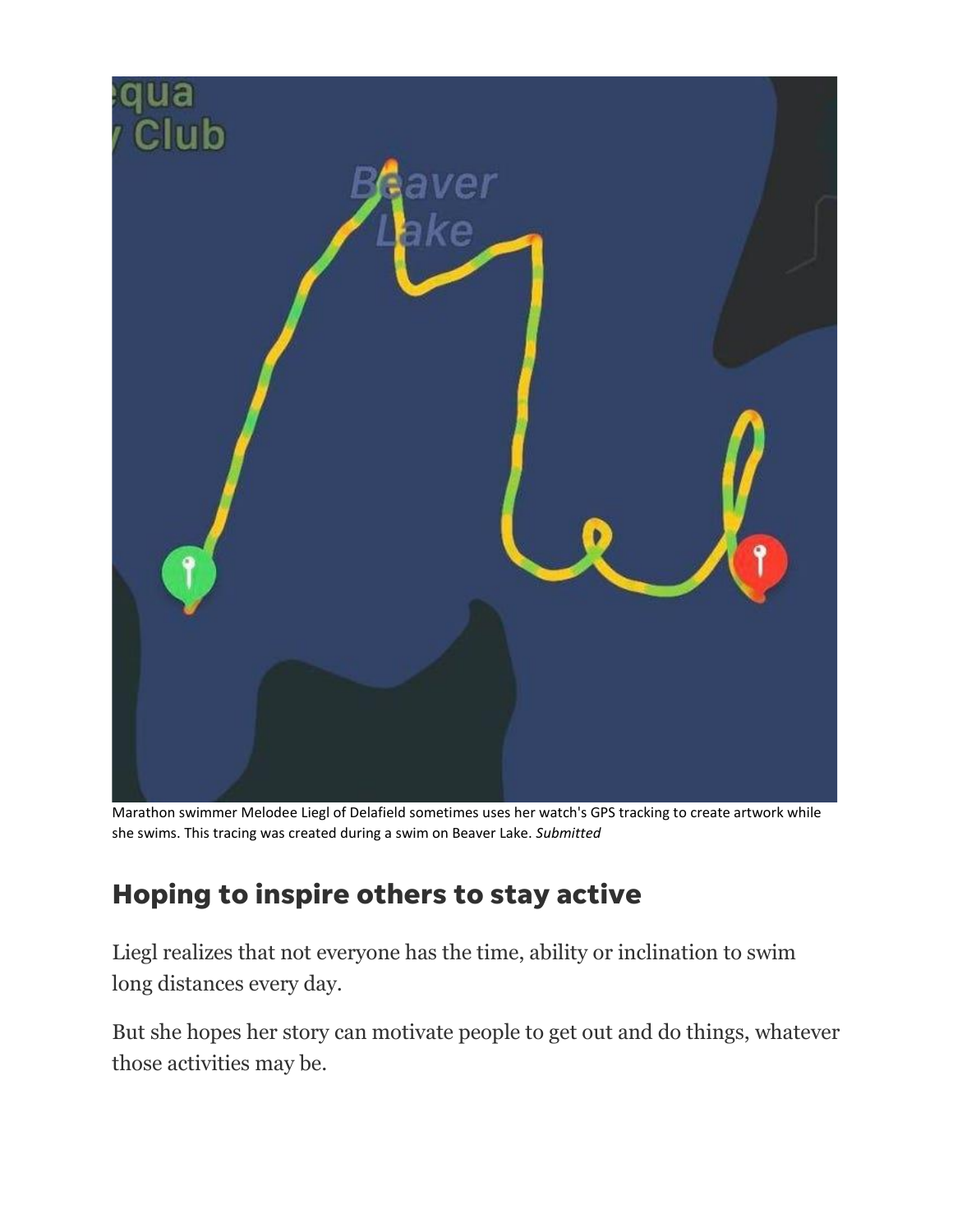Marathon swimmer Melodee Liegl of Delafield sometimes uses her watch's GPS tracking to create artwork while she swims. This tracing was created during a swim on Beaver Lake. *Submitted*

## Hoping to inspire others to stay active

Liegl realizes that not everyone has the time, ability or inclination to swim long distances every day.

But she hopes her story can motivate people to get out and do things, whatever those activities may be.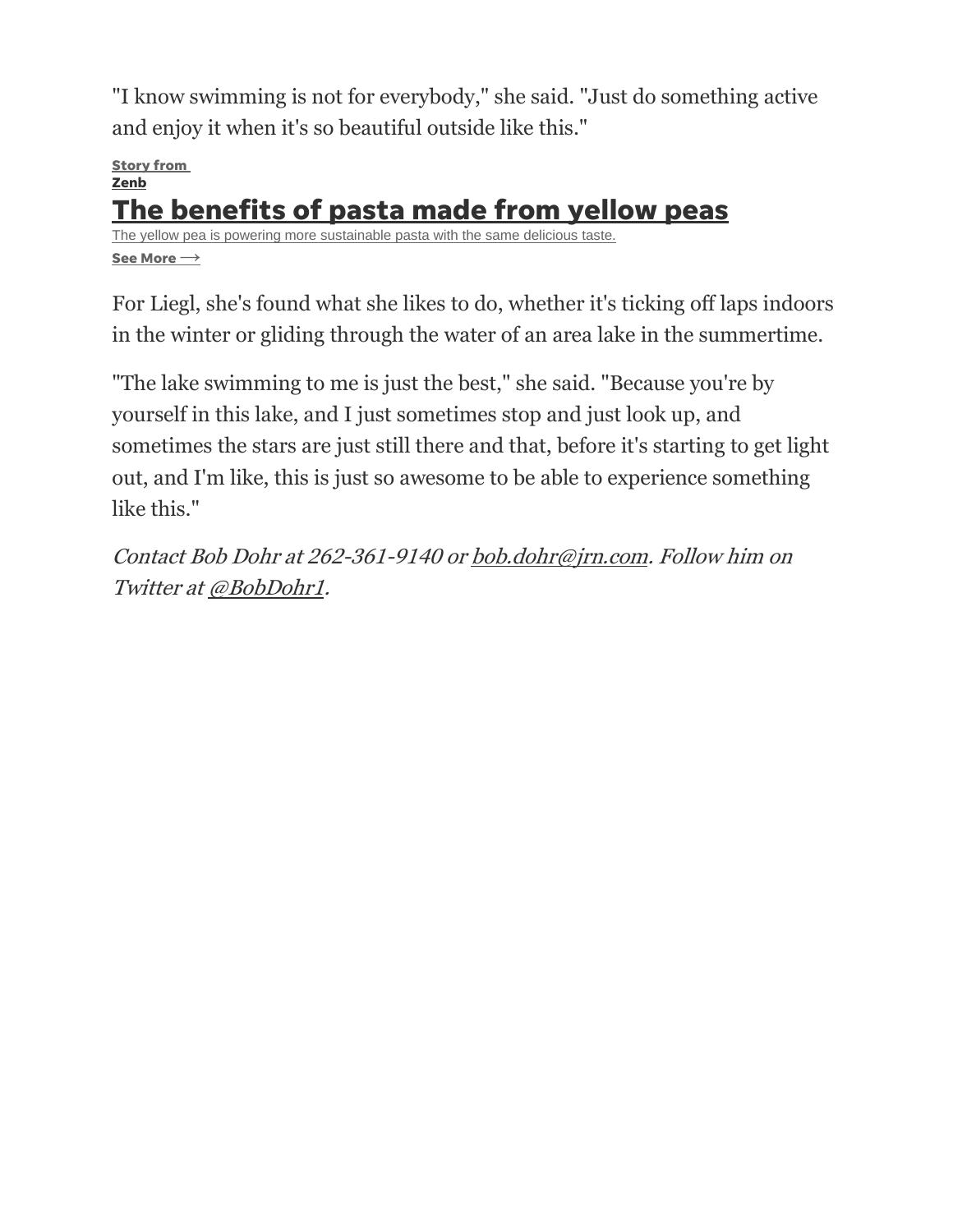"I know swimming is not for everybody," she said. "Just do something active and enjoy it when it's so beautiful outside like this."

**Story from Zenb**

## The benefits of pasta made from yellow peas

The yellow pea is powering more sustainable pasta with the same delicious taste.

**See More ⟶**

For Liegl, she's found what she likes to do, whether it's ticking off laps indoors in the winter or gliding through the water of an area lake in the summertime.

"The lake swimming to me is just the best," she said. "Because you're by yourself in this lake, and I just sometimes stop and just look up, and sometimes the stars are just still there and that, before it's starting to get light out, and I'm like, this is just so awesome to be able to experience something like this."

*Contact Bob Dohr at 262-361-9140 or bob.dohr@jrn.com. Follow him on Twitter at @BobDohr1.*